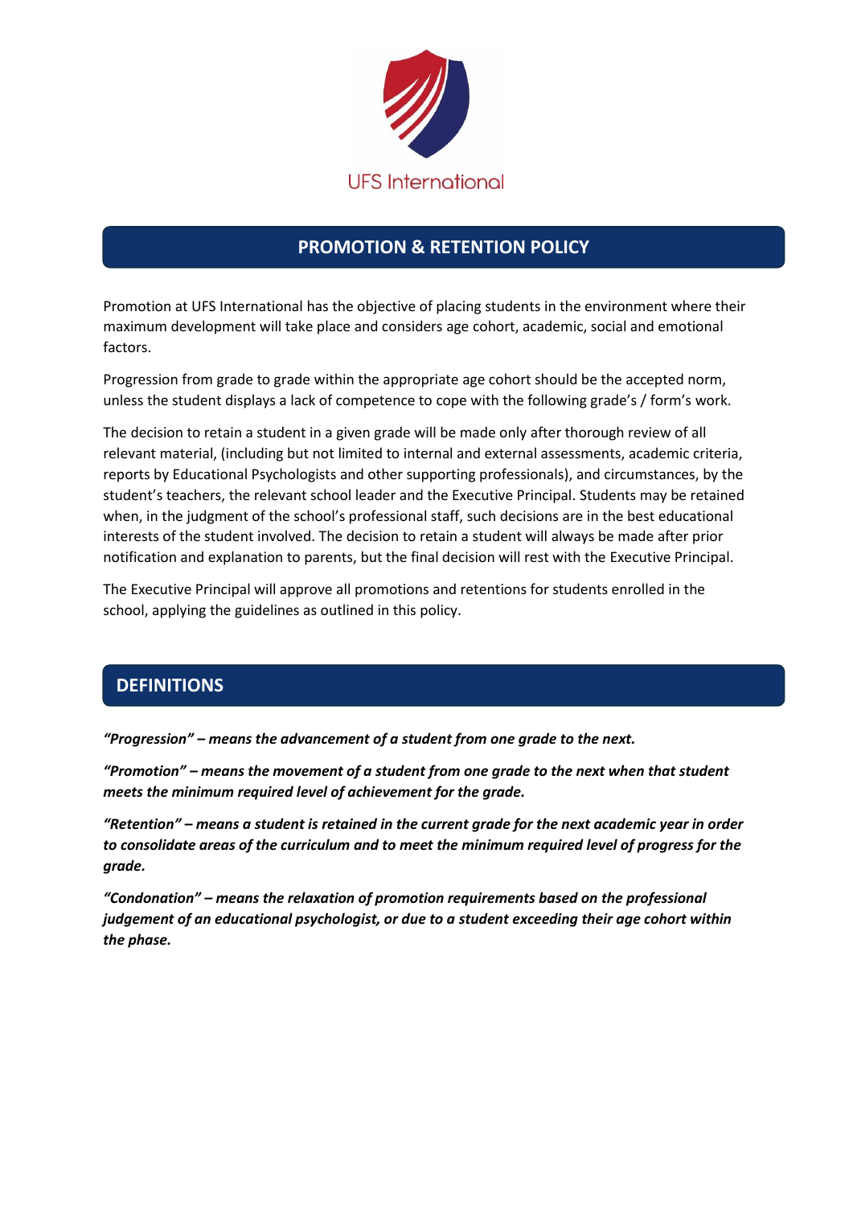UFS International

# PROMOTION & RETENTION POLICY

Promotion at UFS International has the objective of placing students in the environment where their maximum development will take place and considers age cohort, academic, social and emotional factors.

Progression from grade to grade within the appropriate age cohort should be the accepted norm, unless the student displays a lack of competence to cope with the following grade's / form's work.

The decision to retain a student in a given grade will be made only after thorough review of all relevant material, (including but not limited to internal and external assessments, academic criteria, reports by Educational Psychologists and other supporting professionals), and circumstances, by the student's teachers, the relevant school leader and the Executive Principal. Students may be retained when, in the judgment of the school's professional staff, such decisions are in the best educational interests of the student involved. The decision to retain a student will always be made after prior notification and explanation to parents, but the final decision will rest with the Executive Principal.

The Executive Principal will approve all promotions and retentions for students enrolled in the school, applying the guidelines as outlined in this policy.

## DEFINITIONS

***"Progression" – means the advancement of a student from one grade to the next.***

***"Promotion" – means the movement of a student from one grade to the next when that student meets the minimum required level of achievement for the grade.***

***"Retention" – means a student is retained in the current grade for the next academic year in order to consolidate areas of the curriculum and to meet the minimum required level of progress for the grade.***

***"Condonation" – means the relaxation of promotion requirements based on the professional judgement of an educational psychologist, or due to a student exceeding their age cohort within the phase.***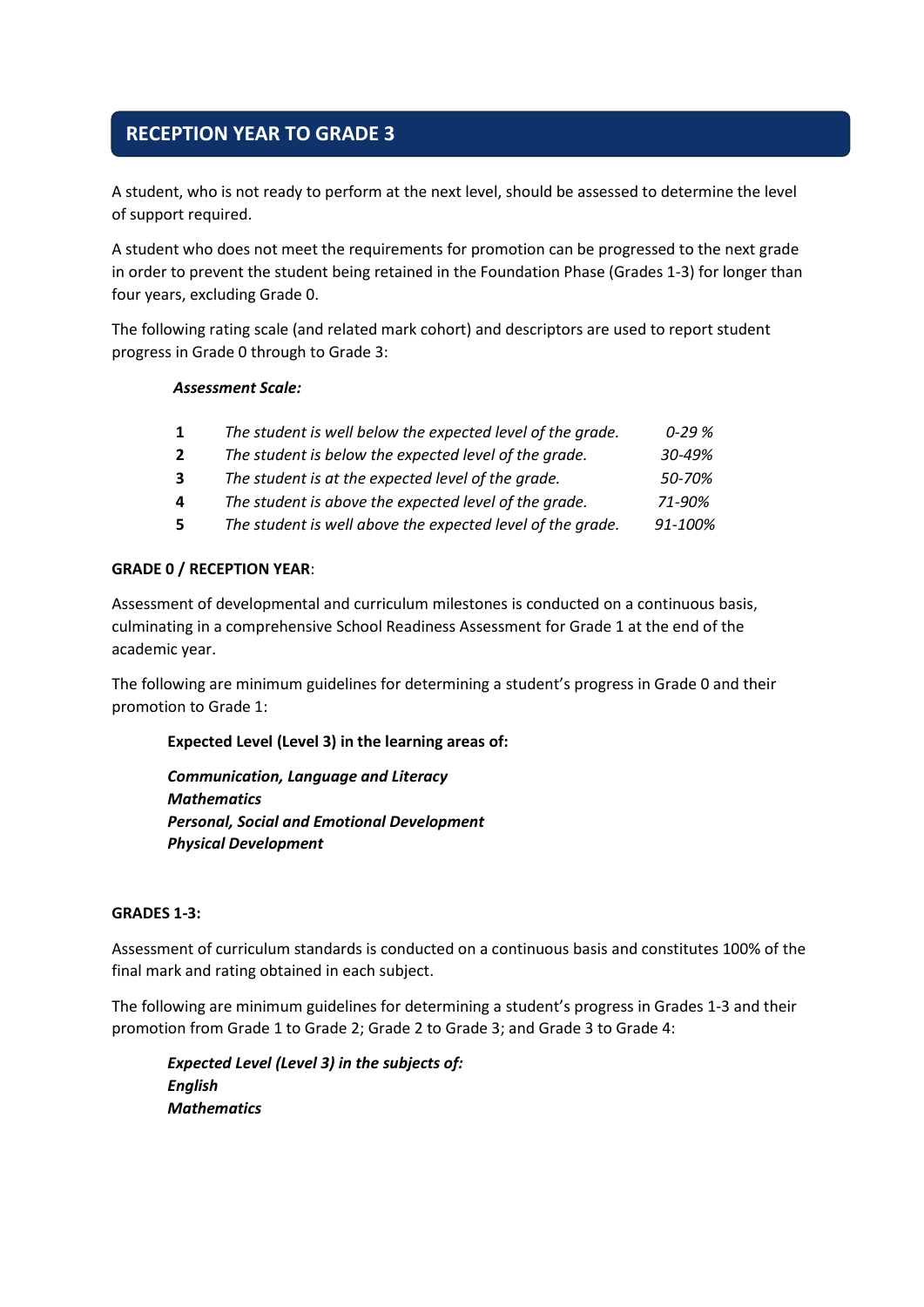## RECEPTION YEAR TO GRADE 3

A student, who is not ready to perform at the next level, should be assessed to determine the level of support required.

A student who does not meet the requirements for promotion can be progressed to the next grade in order to prevent the student being retained in the Foundation Phase (Grades 1-3) for longer than four years, excluding Grade 0.

The following rating scale (and related mark cohort) and descriptors are used to report student progress in Grade 0 through to Grade 3:

***Assessment Scale:***

| | | |
|---|---|---|
| **1** | *The student is well below the expected level of the grade.* | *0-29 %* |
| **2** | *The student is below the expected level of the grade.* | *30-49%* |
| **3** | *The student is at the expected level of the grade.* | *50-70%* |
| **4** | *The student is above the expected level of the grade.* | *71-90%* |
| **5** | *The student is well above the expected level of the grade.* | *91-100%* |

**GRADE 0 / RECEPTION YEAR**:

Assessment of developmental and curriculum milestones is conducted on a continuous basis, culminating in a comprehensive School Readiness Assessment for Grade 1 at the end of the academic year.

The following are minimum guidelines for determining a student's progress in Grade 0 and their promotion to Grade 1:

**Expected Level (Level 3) in the learning areas of:**

***Communication, Language and Literacy***
***Mathematics***
***Personal, Social and Emotional Development***
***Physical Development***

**GRADES 1-3:**

Assessment of curriculum standards is conducted on a continuous basis and constitutes 100% of the final mark and rating obtained in each subject.

The following are minimum guidelines for determining a student's progress in Grades 1-3 and their promotion from Grade 1 to Grade 2; Grade 2 to Grade 3; and Grade 3 to Grade 4:

***Expected Level (Level 3) in the subjects of:***
***English***
***Mathematics***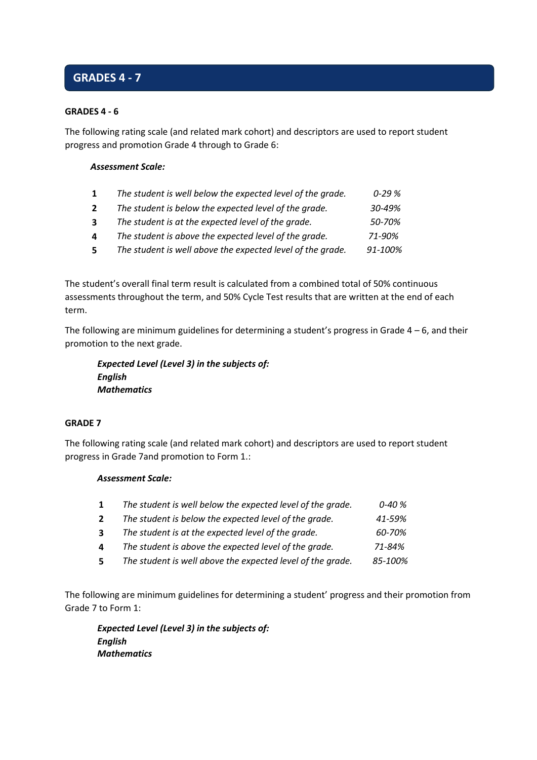## GRADES 4 - 7

### GRADES 4 - 6

The following rating scale (and related mark cohort) and descriptors are used to report student progress and promotion Grade 4 through to Grade 6:

***Assessment Scale:***

| | | |
|---|---|---|
| **1** | *The student is well below the expected level of the grade.* | *0-29 %* |
| **2** | *The student is below the expected level of the grade.* | *30-49%* |
| **3** | *The student is at the expected level of the grade.* | *50-70%* |
| **4** | *The student is above the expected level of the grade.* | *71-90%* |
| **5** | *The student is well above the expected level of the grade.* | *91-100%* |

The student's overall final term result is calculated from a combined total of 50% continuous assessments throughout the term, and 50% Cycle Test results that are written at the end of each term.

The following are minimum guidelines for determining a student's progress in Grade 4 – 6, and their promotion to the next grade.

***Expected Level (Level 3) in the subjects of:***
***English***
***Mathematics***

### GRADE 7

The following rating scale (and related mark cohort) and descriptors are used to report student progress in Grade 7and promotion to Form 1.:

***Assessment Scale:***

| | | |
|---|---|---|
| **1** | *The student is well below the expected level of the grade.* | *0-40 %* |
| **2** | *The student is below the expected level of the grade.* | *41-59%* |
| **3** | *The student is at the expected level of the grade.* | *60-70%* |
| **4** | *The student is above the expected level of the grade.* | *71-84%* |
| **5** | *The student is well above the expected level of the grade.* | *85-100%* |

The following are minimum guidelines for determining a student' progress and their promotion from Grade 7 to Form 1:

***Expected Level (Level 3) in the subjects of:***
***English***
***Mathematics***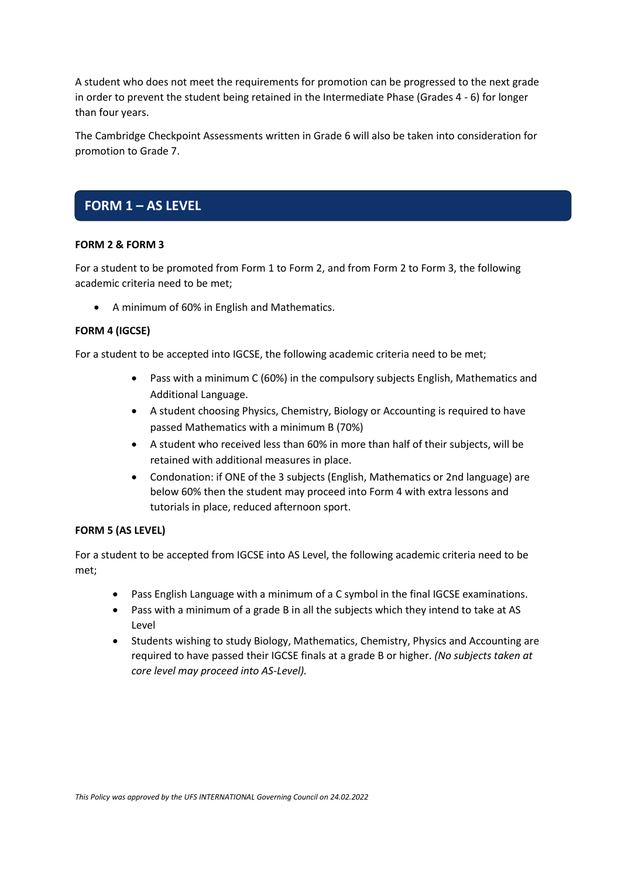A student who does not meet the requirements for promotion can be progressed to the next grade in order to prevent the student being retained in the Intermediate Phase (Grades 4 - 6) for longer than four years.

The Cambridge Checkpoint Assessments written in Grade 6 will also be taken into consideration for promotion to Grade 7.

## FORM 1 – AS LEVEL

### FORM 2 & FORM 3

For a student to be promoted from Form 1 to Form 2, and from Form 2 to Form 3, the following academic criteria need to be met;

- A minimum of 60% in English and Mathematics.

### FORM 4 (IGCSE)

For a student to be accepted into IGCSE, the following academic criteria need to be met;

- Pass with a minimum C (60%) in the compulsory subjects English, Mathematics and Additional Language.
- A student choosing Physics, Chemistry, Biology or Accounting is required to have passed Mathematics with a minimum B (70%)
- A student who received less than 60% in more than half of their subjects, will be retained with additional measures in place.
- Condonation: if ONE of the 3 subjects (English, Mathematics or 2nd language) are below 60% then the student may proceed into Form 4 with extra lessons and tutorials in place, reduced afternoon sport.

### FORM 5 (AS LEVEL)

For a student to be accepted from IGCSE into AS Level, the following academic criteria need to be met;

- Pass English Language with a minimum of a C symbol in the final IGCSE examinations.
- Pass with a minimum of a grade B in all the subjects which they intend to take at AS Level
- Students wishing to study Biology, Mathematics, Chemistry, Physics and Accounting are required to have passed their IGCSE finals at a grade B or higher. *(No subjects taken at core level may proceed into AS-Level).*

*This Policy was approved by the UFS INTERNATIONAL Governing Council on 24.02.2022*